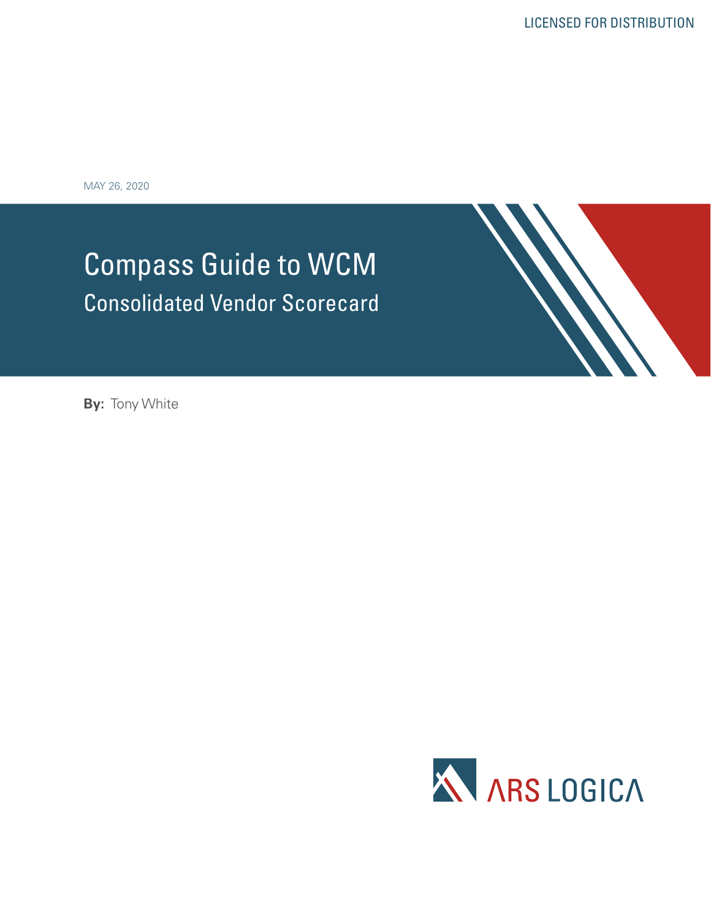LICENSED FOR DISTRIBUTION

MAY 26, 2020

# Compass Guide to WCM

## Consolidated Vendor Scorecard

**By:** Tony White

ARS LOGICA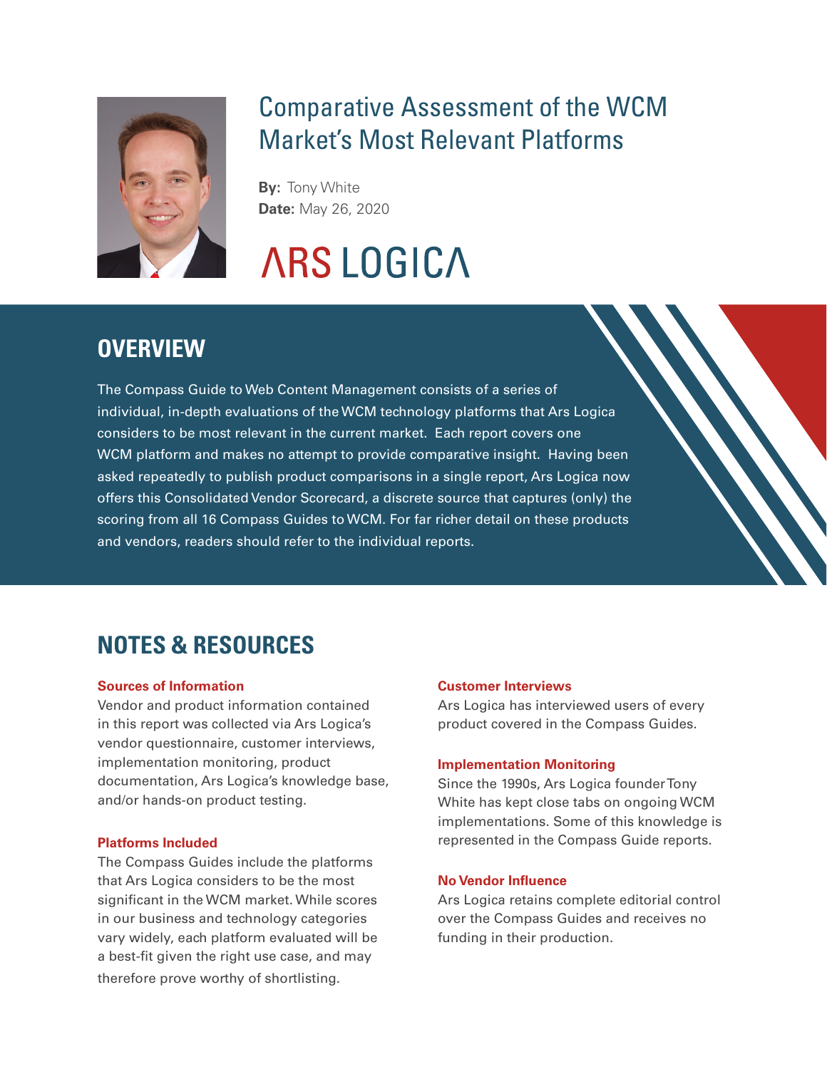# Comparative Assessment of the WCM Market's Most Relevant Platforms

**By:** Tony White
**Date:** May 26, 2020

ARS LOGICA

## OVERVIEW

The Compass Guide to Web Content Management consists of a series of individual, in-depth evaluations of the WCM technology platforms that Ars Logica considers to be most relevant in the current market. Each report covers one WCM platform and makes no attempt to provide comparative insight. Having been asked repeatedly to publish product comparisons in a single report, Ars Logica now offers this Consolidated Vendor Scorecard, a discrete source that captures (only) the scoring from all 16 Compass Guides to WCM. For far richer detail on these products and vendors, readers should refer to the individual reports.

## NOTES & RESOURCES

**Sources of Information**

Vendor and product information contained in this report was collected via Ars Logica's vendor questionnaire, customer interviews, implementation monitoring, product documentation, Ars Logica's knowledge base, and/or hands-on product testing.

**Platforms Included**

The Compass Guides include the platforms that Ars Logica considers to be the most significant in the WCM market. While scores in our business and technology categories vary widely, each platform evaluated will be a best-fit given the right use case, and may therefore prove worthy of shortlisting.

**Customer Interviews**

Ars Logica has interviewed users of every product covered in the Compass Guides.

**Implementation Monitoring**

Since the 1990s, Ars Logica founder Tony White has kept close tabs on ongoing WCM implementations. Some of this knowledge is represented in the Compass Guide reports.

**No Vendor Influence**

Ars Logica retains complete editorial control over the Compass Guides and receives no funding in their production.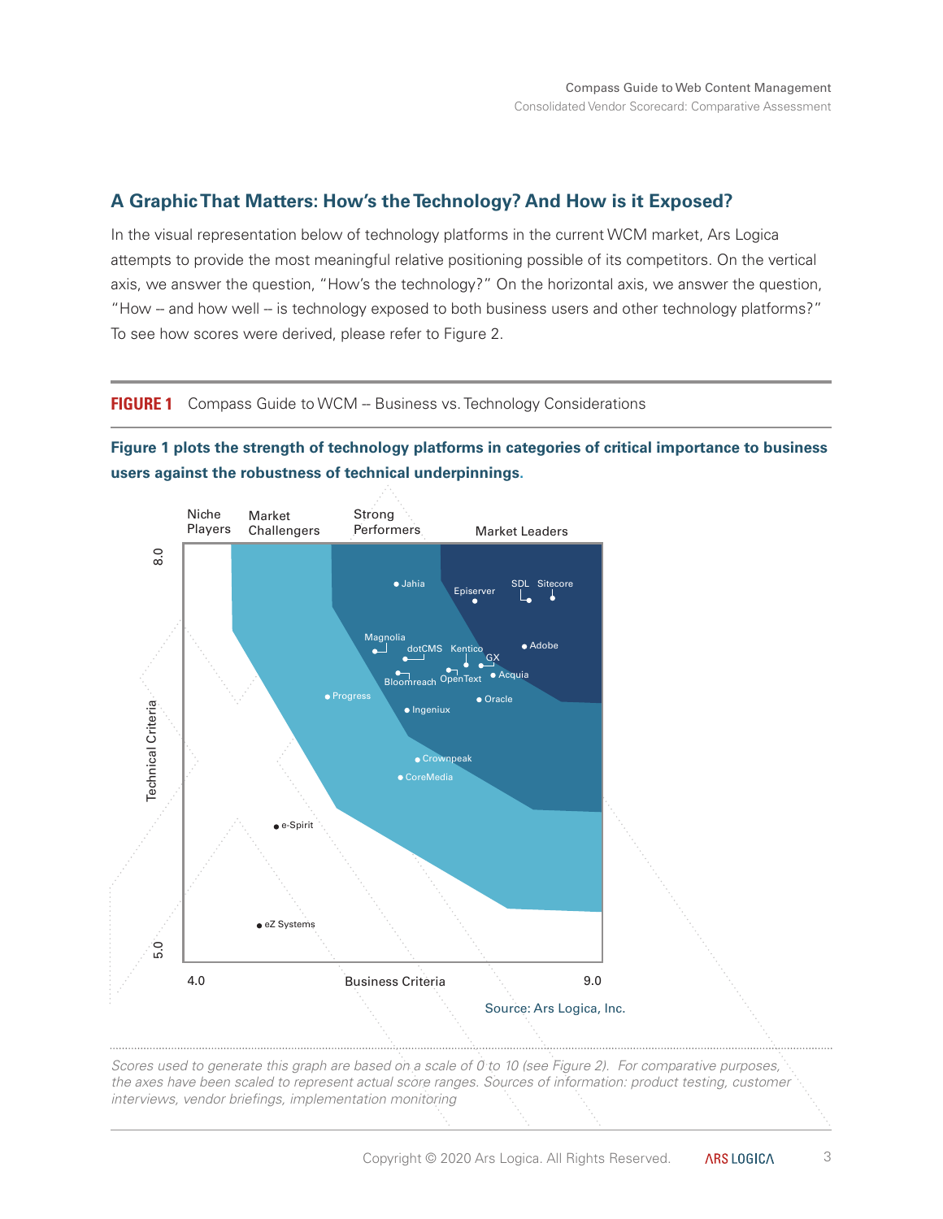## A Graphic That Matters: How's the Technology? And How is it Exposed?

In the visual representation below of technology platforms in the current WCM market, Ars Logica attempts to provide the most meaningful relative positioning possible of its competitors. On the vertical axis, we answer the question, "How's the technology?" On the horizontal axis, we answer the question, "How -- and how well -- is technology exposed to both business users and other technology platforms?" To see how scores were derived, please refer to Figure 2.

**FIGURE 1** Compass Guide to WCM -- Business vs. Technology Considerations

**Figure 1 plots the strength of technology platforms in categories of critical importance to business users against the robustness of technical underpinnings.**

Niche Players | Market Challengers | Strong Performers | Market Leaders

Technical Criteria (5.0 – 8.0)

Jahia, Episerver, SDL, Sitecore, Magnolia, dotCMS, Kentico, Adobe, GX, Acquia, Bloomreach, OpenText, Oracle, Progress, Ingeniux, Crownpeak, CoreMedia, e-Spirit, eZ Systems

Business Criteria (4.0 – 9.0)

Source: Ars Logica, Inc.

*Scores used to generate this graph are based on a scale of 0 to 10 (see Figure 2). For comparative purposes, the axes have been scaled to represent actual score ranges. Sources of information: product testing, customer interviews, vendor briefings, implementation monitoring*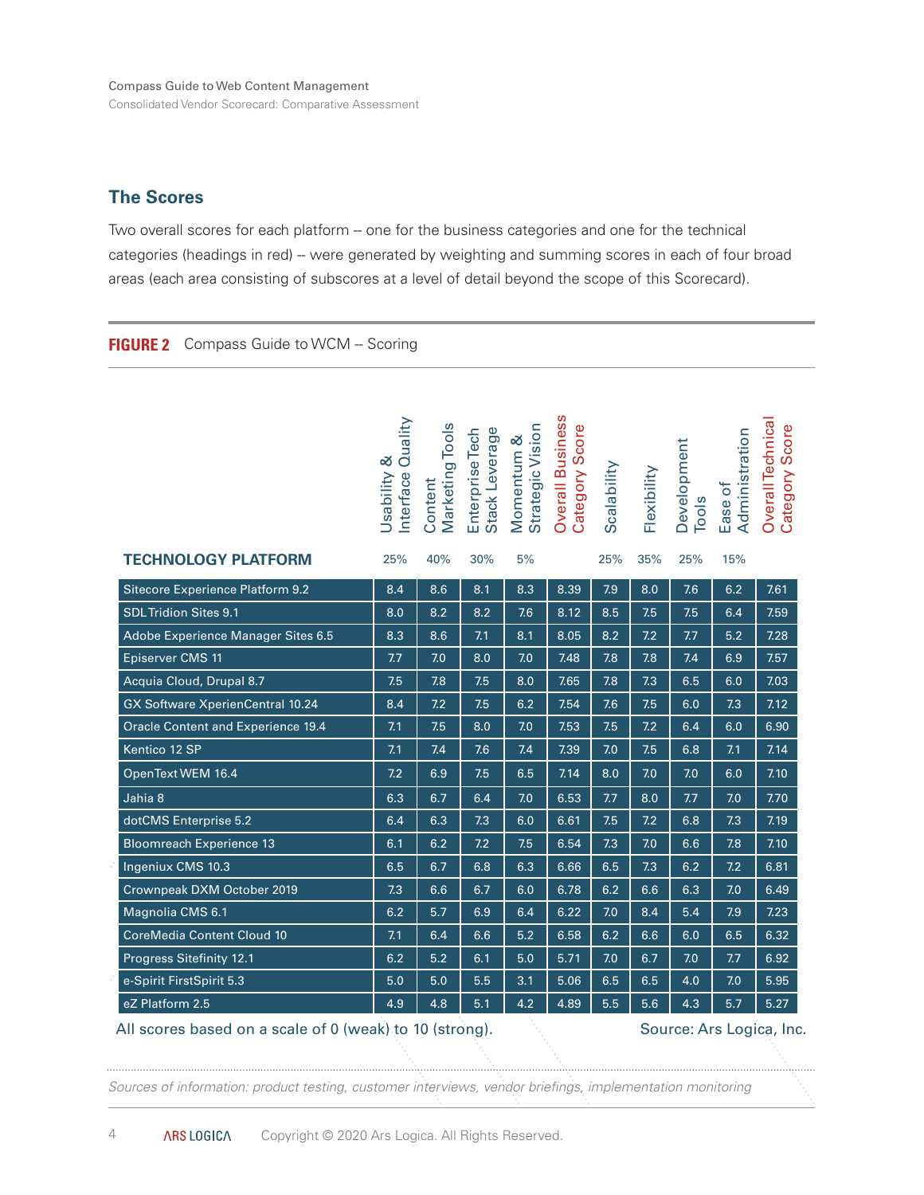## The Scores

Two overall scores for each platform -- one for the business categories and one for the technical categories (headings in red) -- were generated by weighting and summing scores in each of four broad areas (each area consisting of subscores at a level of detail beyond the scope of this Scorecard).

**FIGURE 2** Compass Guide to WCM -- Scoring

| TECHNOLOGY PLATFORM | Usability & Interface Quality | Content Marketing Tools | Enterprise Tech Stack Leverage | Momentum & Strategic Vision | Overall Business Category Score | Scalability | Flexibility | Development Tools | Ease of Administration | Overall Technical Category Score |
|---|---|---|---|---|---|---|---|---|---|---|
| | 25% | 40% | 30% | 5% | | 25% | 35% | 25% | 15% | |
| Sitecore Experience Platform 9.2 | 8.4 | 8.6 | 8.1 | 8.3 | 8.39 | 7.9 | 8.0 | 7.6 | 6.2 | 7.61 |
| SDL Tridion Sites 9.1 | 8.0 | 8.2 | 8.2 | 7.6 | 8.12 | 8.5 | 7.5 | 7.5 | 6.4 | 7.59 |
| Adobe Experience Manager Sites 6.5 | 8.3 | 8.6 | 7.1 | 8.1 | 8.05 | 8.2 | 7.2 | 7.7 | 5.2 | 7.28 |
| Episerver CMS 11 | 7.7 | 7.0 | 8.0 | 7.0 | 7.48 | 7.8 | 7.8 | 7.4 | 6.9 | 7.57 |
| Acquia Cloud, Drupal 8.7 | 7.5 | 7.8 | 7.5 | 8.0 | 7.65 | 7.8 | 7.3 | 6.5 | 6.0 | 7.03 |
| GX Software XperienCentral 10.24 | 8.4 | 7.2 | 7.5 | 6.2 | 7.54 | 7.6 | 7.5 | 6.0 | 7.3 | 7.12 |
| Oracle Content and Experience 19.4 | 7.1 | 7.5 | 8.0 | 7.0 | 7.53 | 7.5 | 7.2 | 6.4 | 6.0 | 6.90 |
| Kentico 12 SP | 7.1 | 7.4 | 7.6 | 7.4 | 7.39 | 7.0 | 7.5 | 6.8 | 7.1 | 7.14 |
| OpenText WEM 16.4 | 7.2 | 6.9 | 7.5 | 6.5 | 7.14 | 8.0 | 7.0 | 7.0 | 6.0 | 7.10 |
| Jahia 8 | 6.3 | 6.7 | 6.4 | 7.0 | 6.53 | 7.7 | 8.0 | 7.7 | 7.0 | 7.70 |
| dotCMS Enterprise 5.2 | 6.4 | 6.3 | 7.3 | 6.0 | 6.61 | 7.5 | 7.2 | 6.8 | 7.3 | 7.19 |
| Bloomreach Experience 13 | 6.1 | 6.2 | 7.2 | 7.5 | 6.54 | 7.3 | 7.0 | 6.6 | 7.8 | 7.10 |
| Ingeniux CMS 10.3 | 6.5 | 6.7 | 6.8 | 6.3 | 6.66 | 6.5 | 7.3 | 6.2 | 7.2 | 6.81 |
| Crownpeak DXM October 2019 | 7.3 | 6.6 | 6.7 | 6.0 | 6.78 | 6.2 | 6.6 | 6.3 | 7.0 | 6.49 |
| Magnolia CMS 6.1 | 6.2 | 5.7 | 6.9 | 6.4 | 6.22 | 7.0 | 8.4 | 5.4 | 7.9 | 7.23 |
| CoreMedia Content Cloud 10 | 7.1 | 6.4 | 6.6 | 5.2 | 6.58 | 6.2 | 6.6 | 6.0 | 6.5 | 6.32 |
| Progress Sitefinity 12.1 | 6.2 | 5.2 | 6.1 | 5.0 | 5.71 | 7.0 | 6.7 | 7.0 | 7.7 | 6.92 |
| e-Spirit FirstSpirit 5.3 | 5.0 | 5.0 | 5.5 | 3.1 | 5.06 | 6.5 | 6.5 | 4.0 | 7.0 | 5.95 |
| eZ Platform 2.5 | 4.9 | 4.8 | 5.1 | 4.2 | 4.89 | 5.5 | 5.6 | 4.3 | 5.7 | 5.27 |

All scores based on a scale of 0 (weak) to 10 (strong).

Source: Ars Logica, Inc.

*Sources of information: product testing, customer interviews, vendor briefings, implementation monitoring*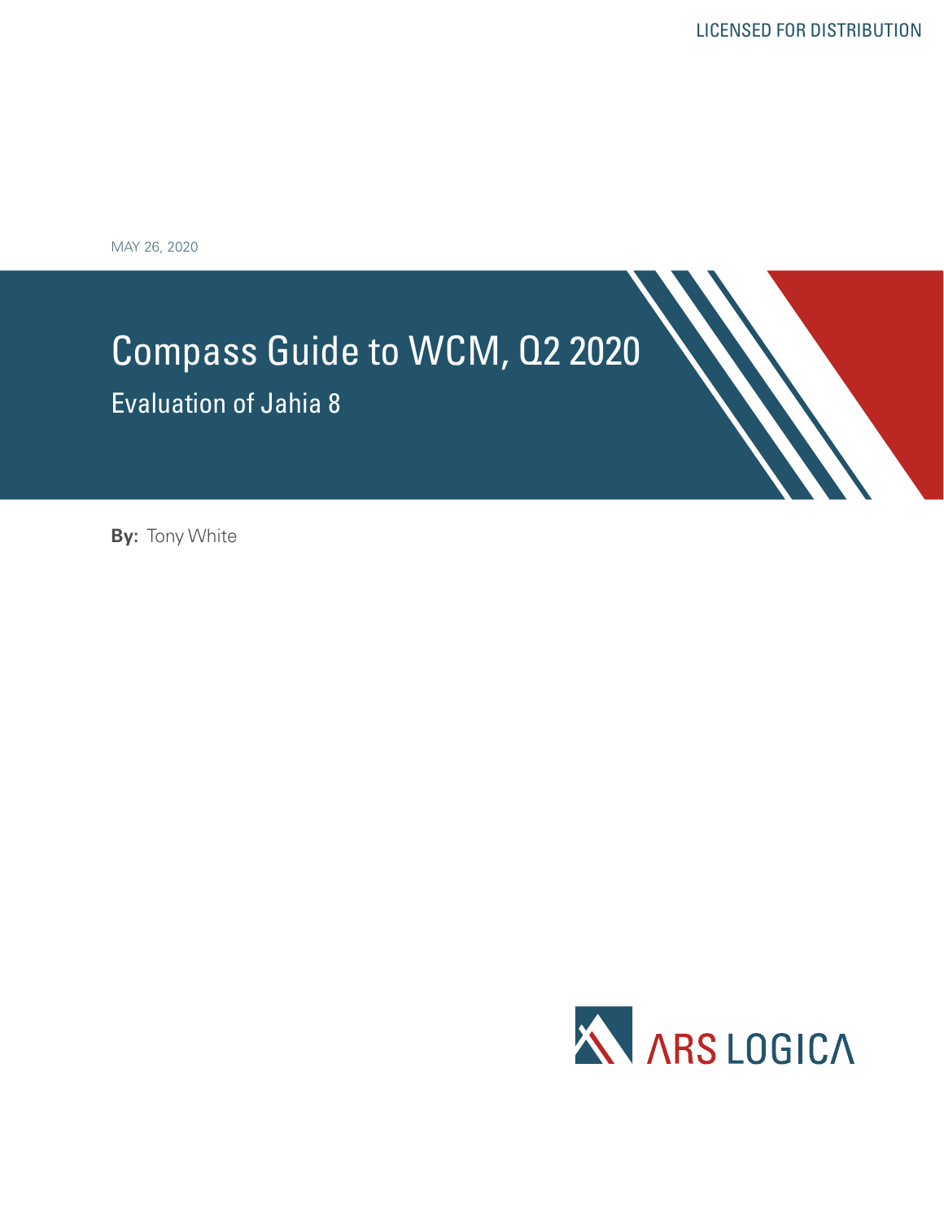LICENSED FOR DISTRIBUTION

MAY 26, 2020

# Compass Guide to WCM, Q2 2020

## Evaluation of Jahia 8

**By:** Tony White

ARS LOGICA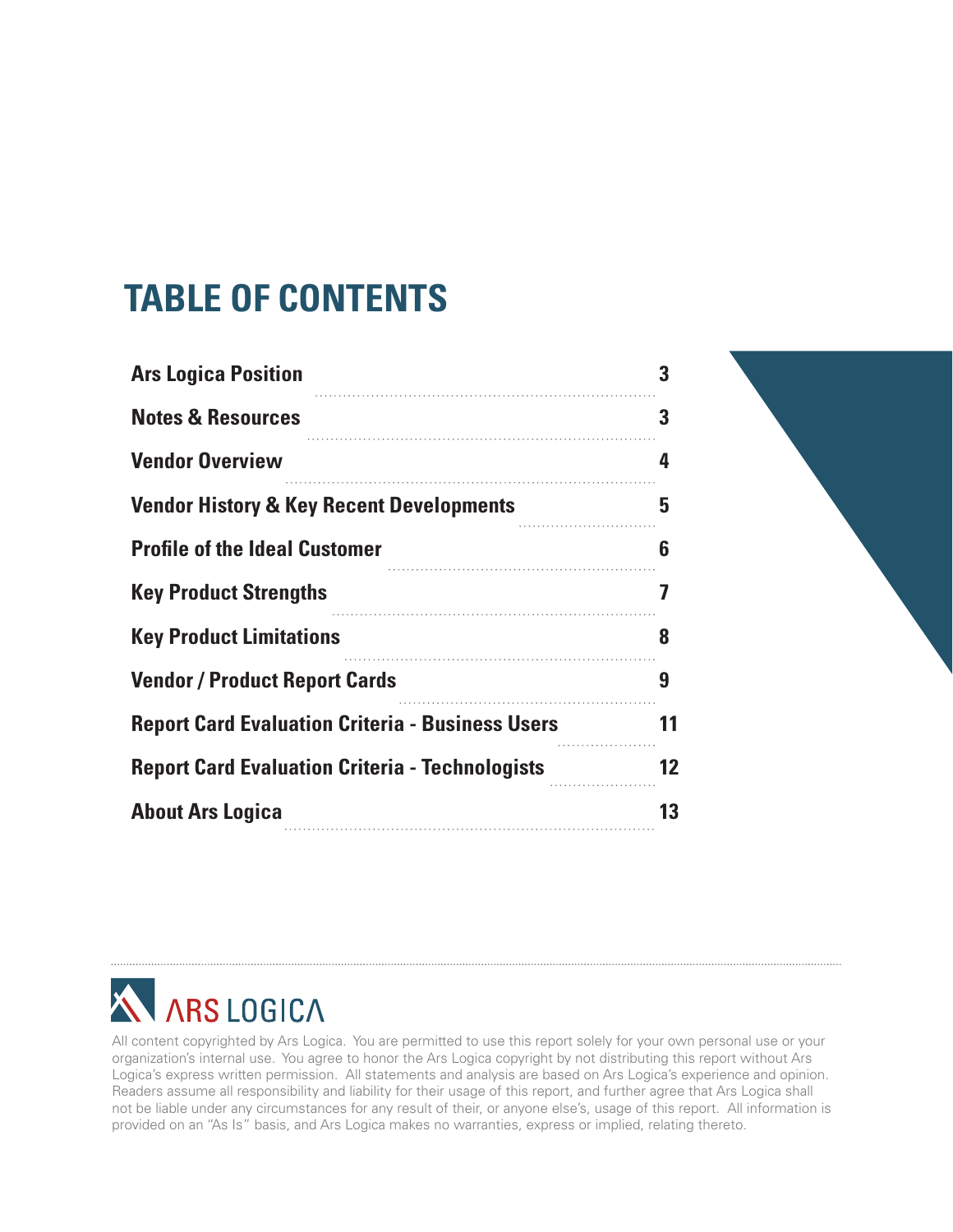# TABLE OF CONTENTS

| | |
|---|---|
| **Ars Logica Position** | **3** |
| **Notes & Resources** | **3** |
| **Vendor Overview** | **4** |
| **Vendor History & Key Recent Developments** | **5** |
| **Profile of the Ideal Customer** | **6** |
| **Key Product Strengths** | **7** |
| **Key Product Limitations** | **8** |
| **Vendor / Product Report Cards** | **9** |
| **Report Card Evaluation Criteria - Business Users** | **11** |
| **Report Card Evaluation Criteria - Technologists** | **12** |
| **About Ars Logica** | **13** |

ARS LOGICA

All content copyrighted by Ars Logica. You are permitted to use this report solely for your own personal use or your organization's internal use. You agree to honor the Ars Logica copyright by not distributing this report without Ars Logica's express written permission. All statements and analysis are based on Ars Logica's experience and opinion. Readers assume all responsibility and liability for their usage of this report, and further agree that Ars Logica shall not be liable under any circumstances for any result of their, or anyone else's, usage of this report. All information is provided on an "As Is" basis, and Ars Logica makes no warranties, express or implied, relating thereto.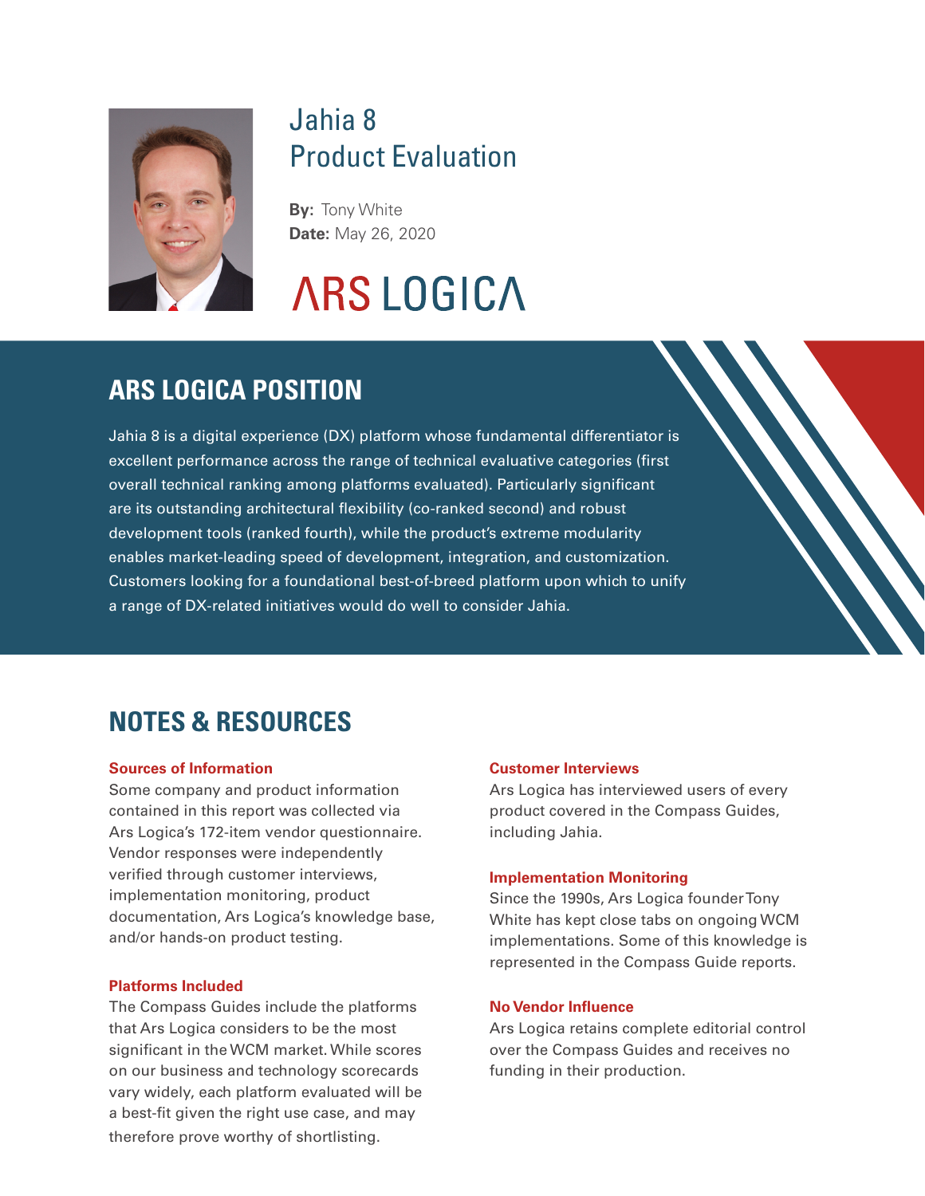# Jahia 8 Product Evaluation

**By:** Tony White
**Date:** May 26, 2020

ARS LOGICA

## ARS LOGICA POSITION

Jahia 8 is a digital experience (DX) platform whose fundamental differentiator is excellent performance across the range of technical evaluative categories (first overall technical ranking among platforms evaluated). Particularly significant are its outstanding architectural flexibility (co-ranked second) and robust development tools (ranked fourth), while the product's extreme modularity enables market-leading speed of development, integration, and customization. Customers looking for a foundational best-of-breed platform upon which to unify a range of DX-related initiatives would do well to consider Jahia.

## NOTES & RESOURCES

### Sources of Information

Some company and product information contained in this report was collected via Ars Logica's 172-item vendor questionnaire. Vendor responses were independently verified through customer interviews, implementation monitoring, product documentation, Ars Logica's knowledge base, and/or hands-on product testing.

### Platforms Included

The Compass Guides include the platforms that Ars Logica considers to be the most significant in the WCM market. While scores on our business and technology scorecards vary widely, each platform evaluated will be a best-fit given the right use case, and may therefore prove worthy of shortlisting.

### Customer Interviews

Ars Logica has interviewed users of every product covered in the Compass Guides, including Jahia.

### Implementation Monitoring

Since the 1990s, Ars Logica founder Tony White has kept close tabs on ongoing WCM implementations. Some of this knowledge is represented in the Compass Guide reports.

### No Vendor Influence

Ars Logica retains complete editorial control over the Compass Guides and receives no funding in their production.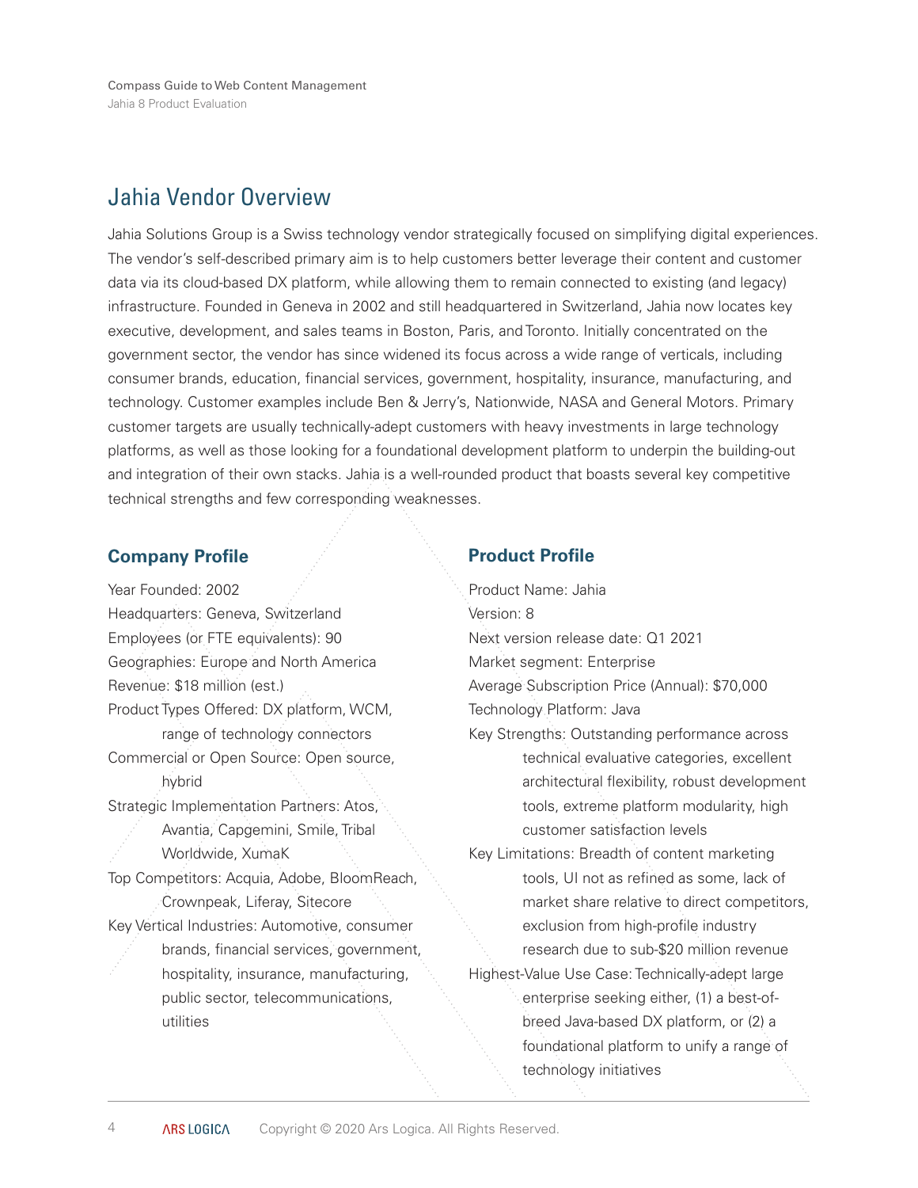# Jahia Vendor Overview

Jahia Solutions Group is a Swiss technology vendor strategically focused on simplifying digital experiences. The vendor's self-described primary aim is to help customers better leverage their content and customer data via its cloud-based DX platform, while allowing them to remain connected to existing (and legacy) infrastructure. Founded in Geneva in 2002 and still headquartered in Switzerland, Jahia now locates key executive, development, and sales teams in Boston, Paris, and Toronto. Initially concentrated on the government sector, the vendor has since widened its focus across a wide range of verticals, including consumer brands, education, financial services, government, hospitality, insurance, manufacturing, and technology. Customer examples include Ben & Jerry's, Nationwide, NASA and General Motors. Primary customer targets are usually technically-adept customers with heavy investments in large technology platforms, as well as those looking for a foundational development platform to underpin the building-out and integration of their own stacks. Jahia is a well-rounded product that boasts several key competitive technical strengths and few corresponding weaknesses.

## Company Profile

Year Founded: 2002
Headquarters: Geneva, Switzerland
Employees (or FTE equivalents): 90
Geographies: Europe and North America
Revenue: $18 million (est.)
Product Types Offered: DX platform, WCM, range of technology connectors
Commercial or Open Source: Open source, hybrid
Strategic Implementation Partners: Atos, Avantia, Capgemini, Smile, Tribal Worldwide, XumaK
Top Competitors: Acquia, Adobe, BloomReach, Crownpeak, Liferay, Sitecore
Key Vertical Industries: Automotive, consumer brands, financial services, government, hospitality, insurance, manufacturing, public sector, telecommunications, utilities

## Product Profile

Product Name: Jahia
Version: 8
Next version release date: Q1 2021
Market segment: Enterprise
Average Subscription Price (Annual): $70,000
Technology Platform: Java
Key Strengths: Outstanding performance across technical evaluative categories, excellent architectural flexibility, robust development tools, extreme platform modularity, high customer satisfaction levels
Key Limitations: Breadth of content marketing tools, UI not as refined as some, lack of market share relative to direct competitors, exclusion from high-profile industry research due to sub-$20 million revenue
Highest-Value Use Case: Technically-adept large enterprise seeking either, (1) a best-of-breed Java-based DX platform, or (2) a foundational platform to unify a range of technology initiatives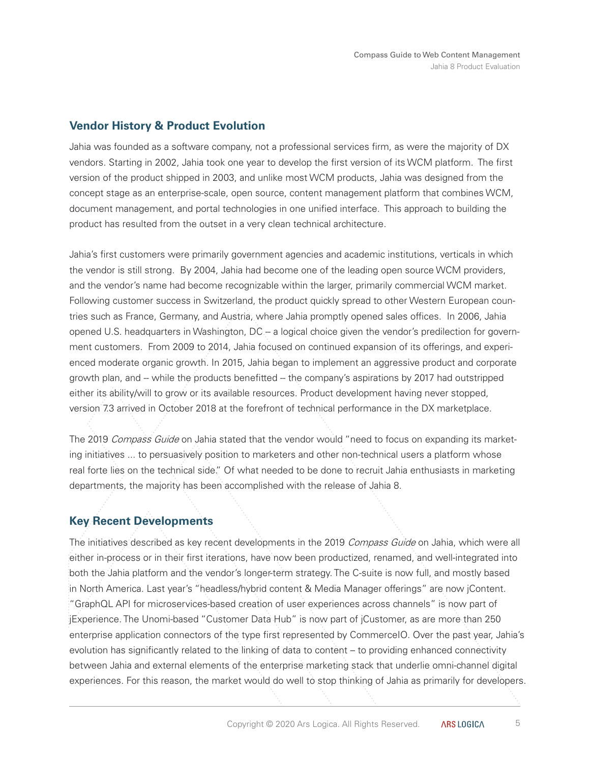## Vendor History & Product Evolution

Jahia was founded as a software company, not a professional services firm, as were the majority of DX vendors. Starting in 2002, Jahia took one year to develop the first version of its WCM platform. The first version of the product shipped in 2003, and unlike most WCM products, Jahia was designed from the concept stage as an enterprise-scale, open source, content management platform that combines WCM, document management, and portal technologies in one unified interface. This approach to building the product has resulted from the outset in a very clean technical architecture.

Jahia's first customers were primarily government agencies and academic institutions, verticals in which the vendor is still strong. By 2004, Jahia had become one of the leading open source WCM providers, and the vendor's name had become recognizable within the larger, primarily commercial WCM market. Following customer success in Switzerland, the product quickly spread to other Western European countries such as France, Germany, and Austria, where Jahia promptly opened sales offices. In 2006, Jahia opened U.S. headquarters in Washington, DC -- a logical choice given the vendor's predilection for government customers. From 2009 to 2014, Jahia focused on continued expansion of its offerings, and experienced moderate organic growth. In 2015, Jahia began to implement an aggressive product and corporate growth plan, and -- while the products benefitted -- the company's aspirations by 2017 had outstripped either its ability/will to grow or its available resources. Product development having never stopped, version 7.3 arrived in October 2018 at the forefront of technical performance in the DX marketplace.

The 2019 *Compass Guide* on Jahia stated that the vendor would "need to focus on expanding its marketing initiatives ... to persuasively position to marketers and other non-technical users a platform whose real forte lies on the technical side." Of what needed to be done to recruit Jahia enthusiasts in marketing departments, the majority has been accomplished with the release of Jahia 8.

## Key Recent Developments

The initiatives described as key recent developments in the 2019 *Compass Guide* on Jahia, which were all either in-process or in their first iterations, have now been productized, renamed, and well-integrated into both the Jahia platform and the vendor's longer-term strategy. The C-suite is now full, and mostly based in North America. Last year's "headless/hybrid content & Media Manager offerings" are now jContent. "GraphQL API for microservices-based creation of user experiences across channels" is now part of jExperience. The Unomi-based "Customer Data Hub" is now part of jCustomer, as are more than 250 enterprise application connectors of the type first represented by CommerceIO. Over the past year, Jahia's evolution has significantly related to the linking of data to content – to providing enhanced connectivity between Jahia and external elements of the enterprise marketing stack that underlie omni-channel digital experiences. For this reason, the market would do well to stop thinking of Jahia as primarily for developers.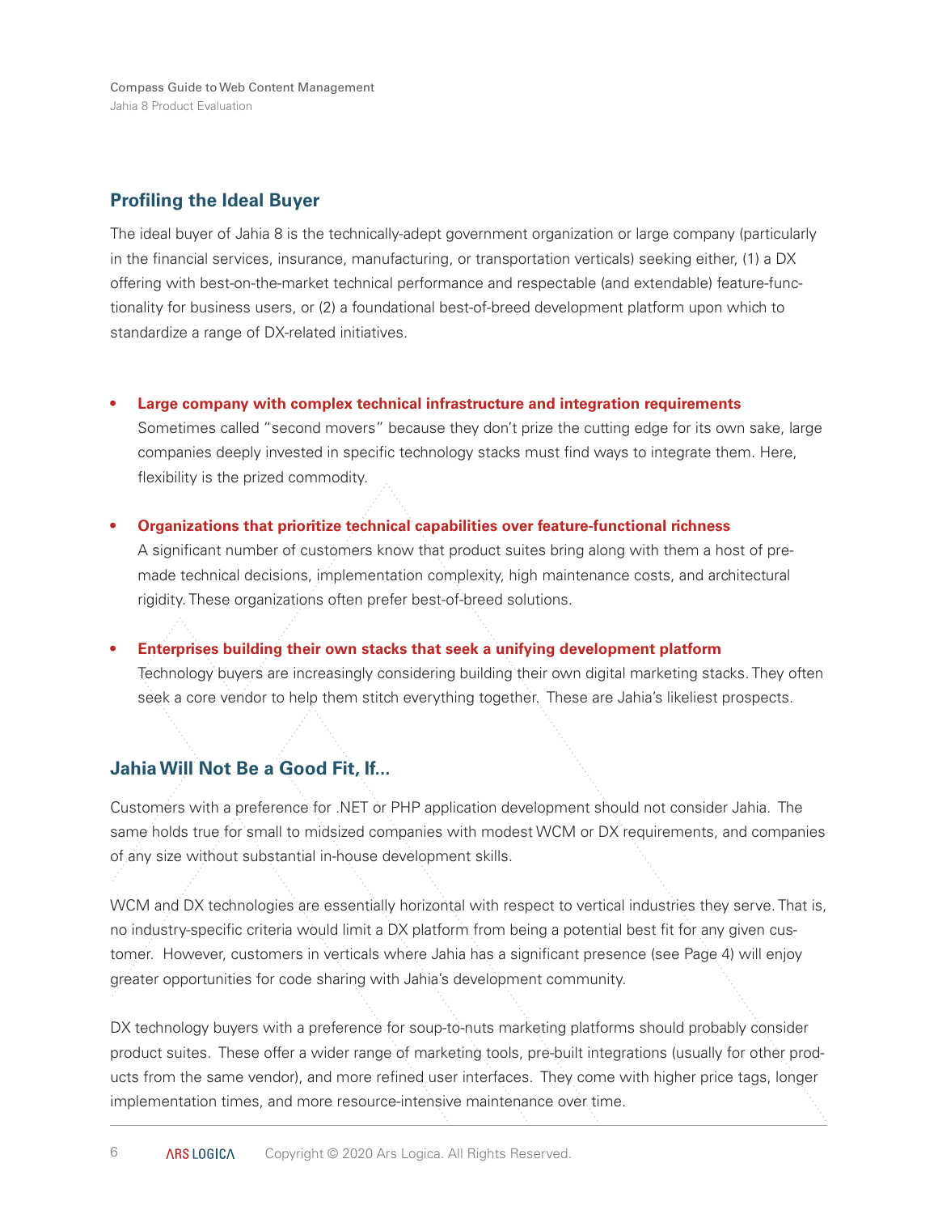## Profiling the Ideal Buyer

The ideal buyer of Jahia 8 is the technically-adept government organization or large company (particularly in the financial services, insurance, manufacturing, or transportation verticals) seeking either, (1) a DX offering with best-on-the-market technical performance and respectable (and extendable) feature-functionality for business users, or (2) a foundational best-of-breed development platform upon which to standardize a range of DX-related initiatives.

- **Large company with complex technical infrastructure and integration requirements**
  Sometimes called "second movers" because they don't prize the cutting edge for its own sake, large companies deeply invested in specific technology stacks must find ways to integrate them. Here, flexibility is the prized commodity.

- **Organizations that prioritize technical capabilities over feature-functional richness**
  A significant number of customers know that product suites bring along with them a host of pre-made technical decisions, implementation complexity, high maintenance costs, and architectural rigidity. These organizations often prefer best-of-breed solutions.

- **Enterprises building their own stacks that seek a unifying development platform**
  Technology buyers are increasingly considering building their own digital marketing stacks. They often seek a core vendor to help them stitch everything together. These are Jahia's likeliest prospects.

## Jahia Will Not Be a Good Fit, If...

Customers with a preference for .NET or PHP application development should not consider Jahia. The same holds true for small to midsized companies with modest WCM or DX requirements, and companies of any size without substantial in-house development skills.

WCM and DX technologies are essentially horizontal with respect to vertical industries they serve. That is, no industry-specific criteria would limit a DX platform from being a potential best fit for any given customer. However, customers in verticals where Jahia has a significant presence (see Page 4) will enjoy greater opportunities for code sharing with Jahia's development community.

DX technology buyers with a preference for soup-to-nuts marketing platforms should probably consider product suites. These offer a wider range of marketing tools, pre-built integrations (usually for other products from the same vendor), and more refined user interfaces. They come with higher price tags, longer implementation times, and more resource-intensive maintenance over time.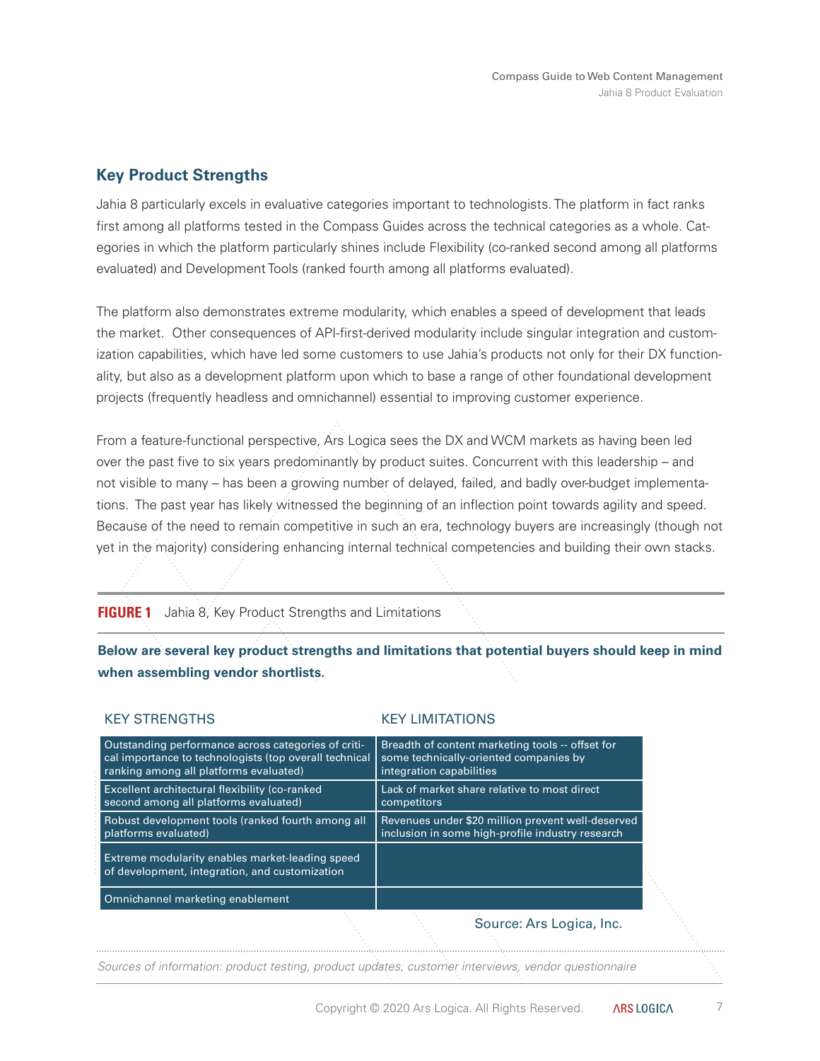## Key Product Strengths

Jahia 8 particularly excels in evaluative categories important to technologists. The platform in fact ranks first among all platforms tested in the Compass Guides across the technical categories as a whole. Categories in which the platform particularly shines include Flexibility (co-ranked second among all platforms evaluated) and Development Tools (ranked fourth among all platforms evaluated).

The platform also demonstrates extreme modularity, which enables a speed of development that leads the market. Other consequences of API-first-derived modularity include singular integration and customization capabilities, which have led some customers to use Jahia's products not only for their DX functionality, but also as a development platform upon which to base a range of other foundational development projects (frequently headless and omnichannel) essential to improving customer experience.

From a feature-functional perspective, Ars Logica sees the DX and WCM markets as having been led over the past five to six years predominantly by product suites. Concurrent with this leadership – and not visible to many – has been a growing number of delayed, failed, and badly over-budget implementations. The past year has likely witnessed the beginning of an inflection point towards agility and speed. Because of the need to remain competitive in such an era, technology buyers are increasingly (though not yet in the majority) considering enhancing internal technical competencies and building their own stacks.

**FIGURE 1** Jahia 8, Key Product Strengths and Limitations

**Below are several key product strengths and limitations that potential buyers should keep in mind when assembling vendor shortlists.**

| KEY STRENGTHS | KEY LIMITATIONS |
|---|---|
| Outstanding performance across categories of critical importance to technologists (top overall technical ranking among all platforms evaluated) | Breadth of content marketing tools -- offset for some technically-oriented companies by integration capabilities |
| Excellent architectural flexibility (co-ranked second among all platforms evaluated) | Lack of market share relative to most direct competitors |
| Robust development tools (ranked fourth among all platforms evaluated) | Revenues under $20 million prevent well-deserved inclusion in some high-profile industry research |
| Extreme modularity enables market-leading speed of development, integration, and customization | |
| Omnichannel marketing enablement | |

Source: Ars Logica, Inc.

*Sources of information: product testing, product updates, customer interviews, vendor questionnaire*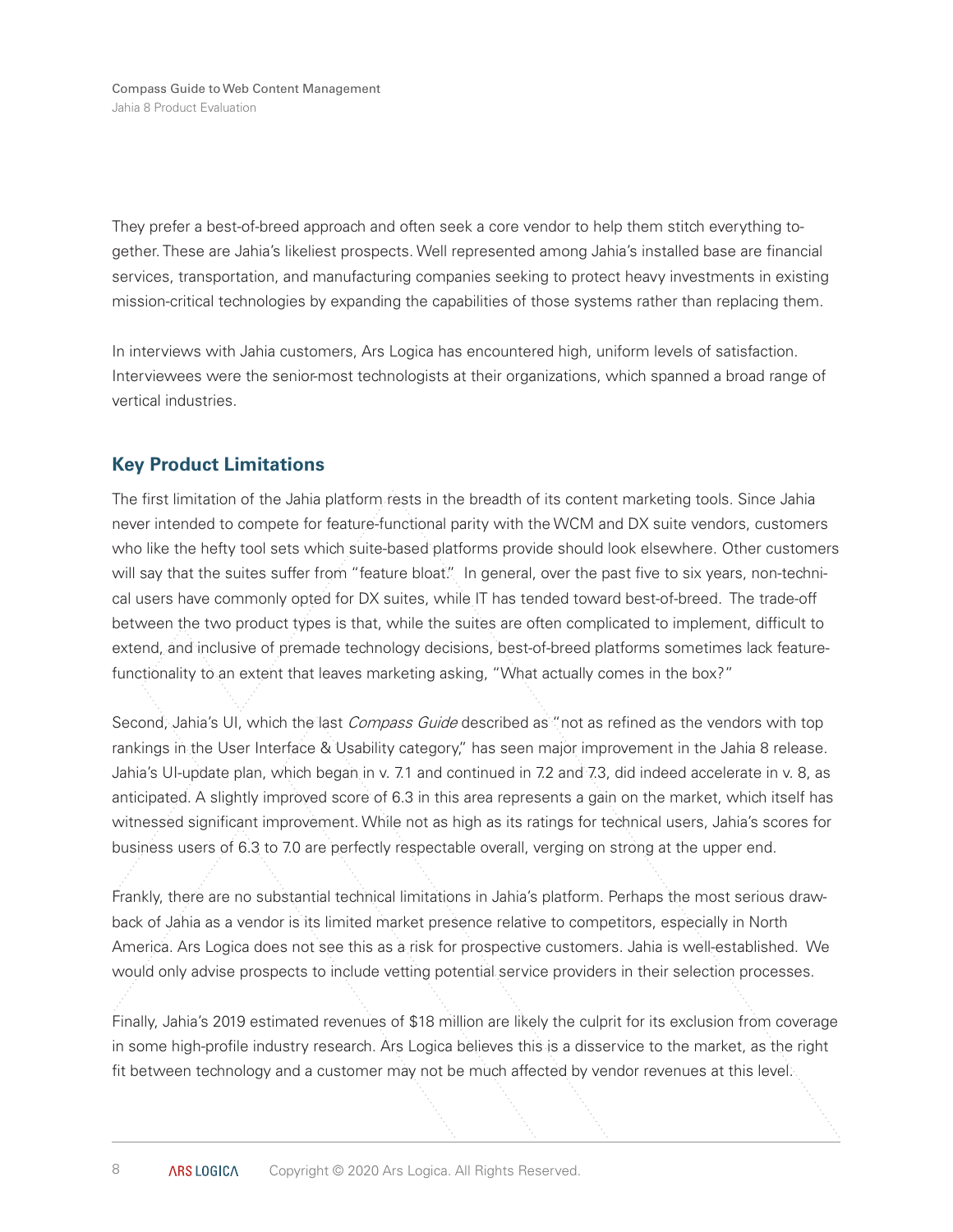They prefer a best-of-breed approach and often seek a core vendor to help them stitch everything together. These are Jahia's likeliest prospects. Well represented among Jahia's installed base are financial services, transportation, and manufacturing companies seeking to protect heavy investments in existing mission-critical technologies by expanding the capabilities of those systems rather than replacing them.

In interviews with Jahia customers, Ars Logica has encountered high, uniform levels of satisfaction. Interviewees were the senior-most technologists at their organizations, which spanned a broad range of vertical industries.

## Key Product Limitations

The first limitation of the Jahia platform rests in the breadth of its content marketing tools. Since Jahia never intended to compete for feature-functional parity with the WCM and DX suite vendors, customers who like the hefty tool sets which suite-based platforms provide should look elsewhere. Other customers will say that the suites suffer from "feature bloat." In general, over the past five to six years, non-technical users have commonly opted for DX suites, while IT has tended toward best-of-breed. The trade-off between the two product types is that, while the suites are often complicated to implement, difficult to extend, and inclusive of premade technology decisions, best-of-breed platforms sometimes lack feature-functionality to an extent that leaves marketing asking, "What actually comes in the box?"

Second, Jahia's UI, which the last *Compass Guide* described as "not as refined as the vendors with top rankings in the User Interface & Usability category," has seen major improvement in the Jahia 8 release. Jahia's UI-update plan, which began in v. 7.1 and continued in 7.2 and 7.3, did indeed accelerate in v. 8, as anticipated. A slightly improved score of 6.3 in this area represents a gain on the market, which itself has witnessed significant improvement. While not as high as its ratings for technical users, Jahia's scores for business users of 6.3 to 7.0 are perfectly respectable overall, verging on strong at the upper end.

Frankly, there are no substantial technical limitations in Jahia's platform. Perhaps the most serious drawback of Jahia as a vendor is its limited market presence relative to competitors, especially in North America. Ars Logica does not see this as a risk for prospective customers. Jahia is well-established. We would only advise prospects to include vetting potential service providers in their selection processes.

Finally, Jahia's 2019 estimated revenues of $18 million are likely the culprit for its exclusion from coverage in some high-profile industry research. Ars Logica believes this is a disservice to the market, as the right fit between technology and a customer may not be much affected by vendor revenues at this level.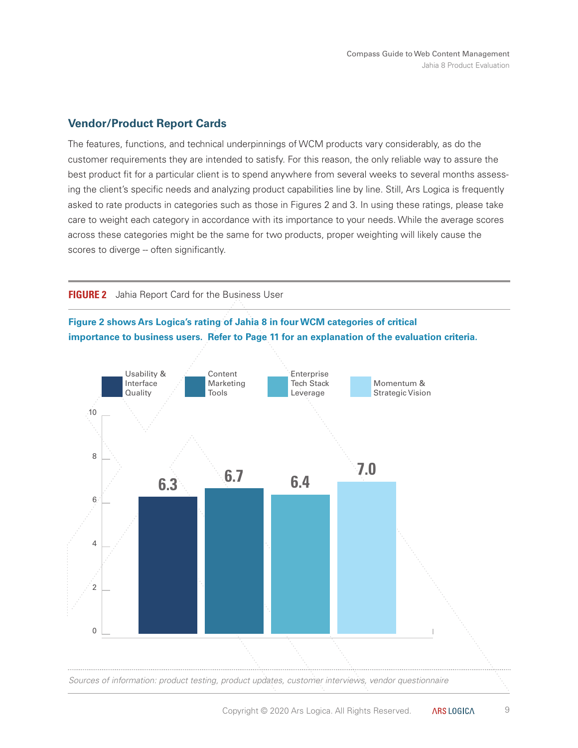## Vendor/Product Report Cards

The features, functions, and technical underpinnings of WCM products vary considerably, as do the customer requirements they are intended to satisfy. For this reason, the only reliable way to assure the best product fit for a particular client is to spend anywhere from several weeks to several months assessing the client's specific needs and analyzing product capabilities line by line. Still, Ars Logica is frequently asked to rate products in categories such as those in Figures 2 and 3. In using these ratings, please take care to weight each category in accordance with its importance to your needs. While the average scores across these categories might be the same for two products, proper weighting will likely cause the scores to diverge -- often significantly.

**FIGURE 2** Jahia Report Card for the Business User

**Figure 2 shows Ars Logica's rating of Jahia 8 in four WCM categories of critical importance to business users. Refer to Page 11 for an explanation of the evaluation criteria.**

| Category | Score |
|---|---|
| Usability & Interface Quality | 6.3 |
| Content Marketing Tools | 6.7 |
| Enterprise Tech Stack Leverage | 6.4 |
| Momentum & Strategic Vision | 7.0 |

*Sources of information: product testing, product updates, customer interviews, vendor questionnaire*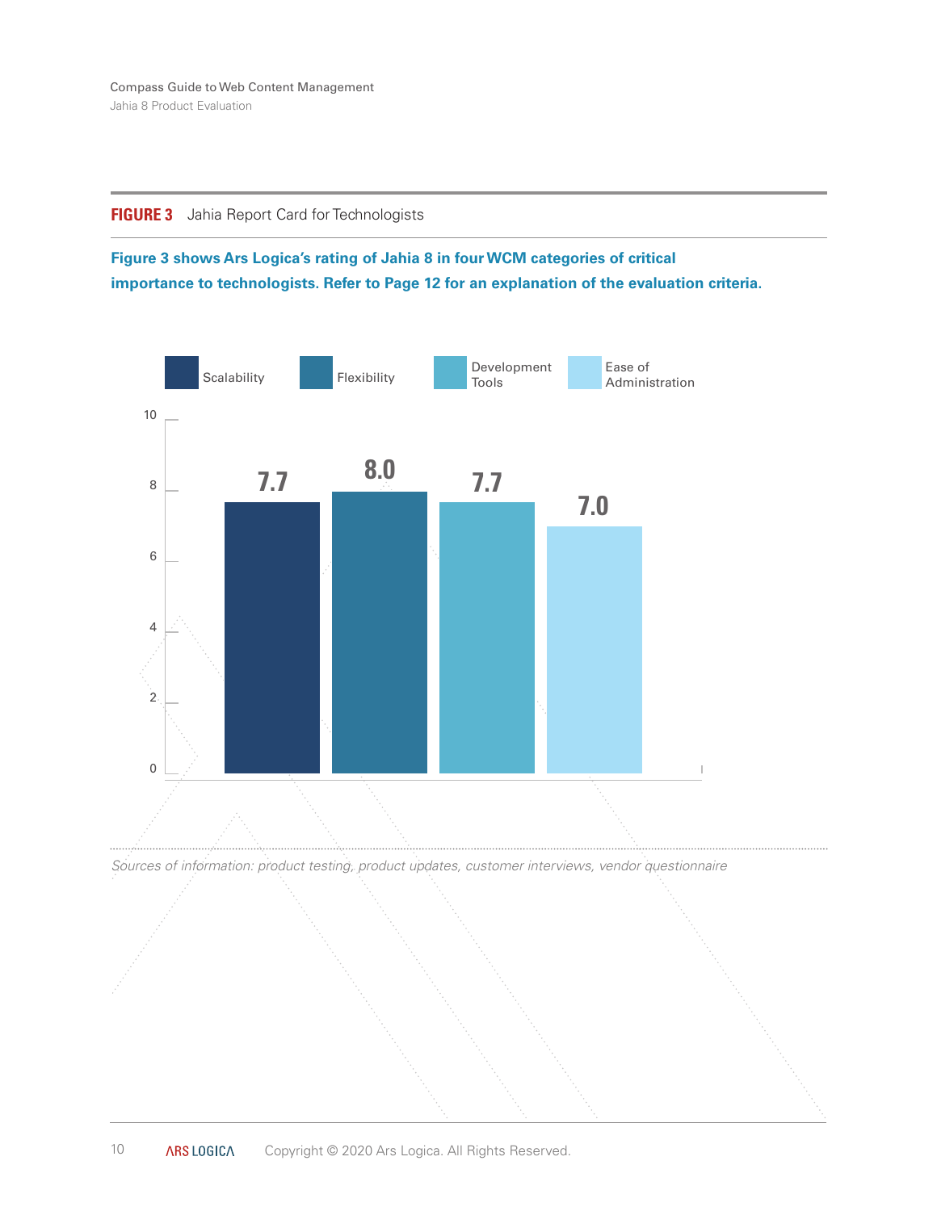**FIGURE 3** Jahia Report Card for Technologists

**Figure 3 shows Ars Logica's rating of Jahia 8 in four WCM categories of critical importance to technologists. Refer to Page 12 for an explanation of the evaluation criteria.**

| Category | Rating |
|---|---|
| Scalability | 7.7 |
| Flexibility | 8.0 |
| Development Tools | 7.7 |
| Ease of Administration | 7.0 |

*Sources of information: product testing, product updates, customer interviews, vendor questionnaire*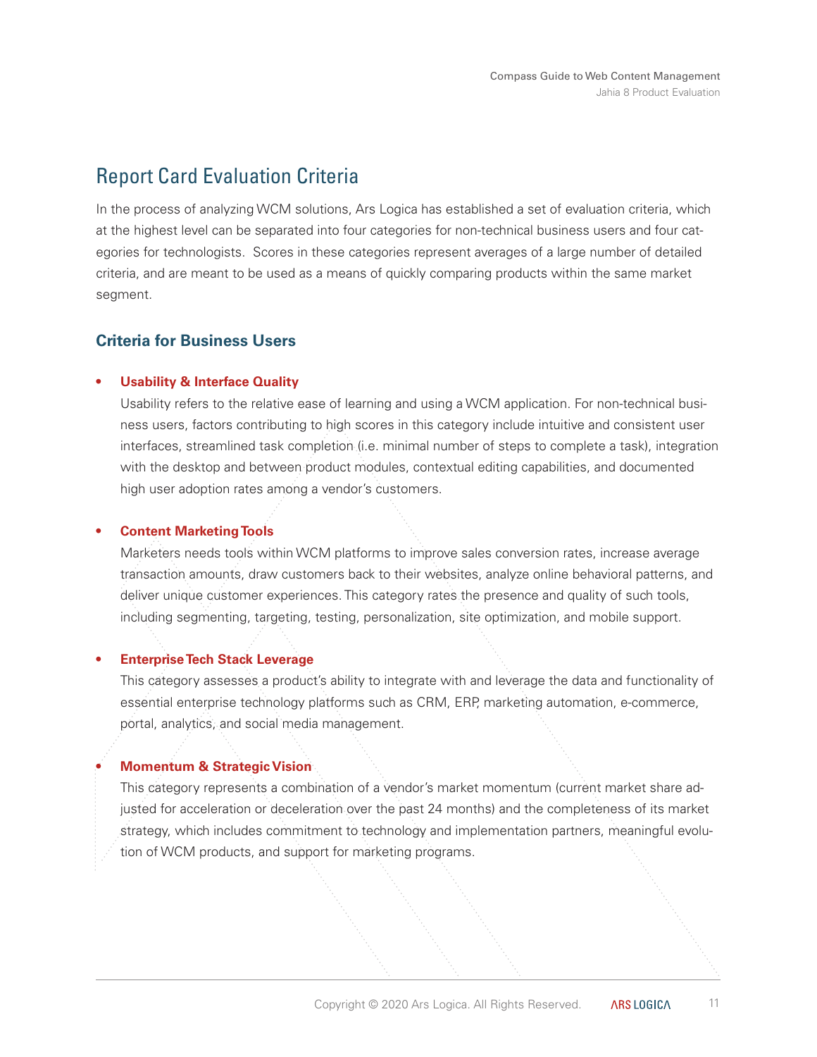# Report Card Evaluation Criteria

In the process of analyzing WCM solutions, Ars Logica has established a set of evaluation criteria, which at the highest level can be separated into four categories for non-technical business users and four categories for technologists. Scores in these categories represent averages of a large number of detailed criteria, and are meant to be used as a means of quickly comparing products within the same market segment.

## Criteria for Business Users

- **Usability & Interface Quality**
  Usability refers to the relative ease of learning and using a WCM application. For non-technical business users, factors contributing to high scores in this category include intuitive and consistent user interfaces, streamlined task completion (i.e. minimal number of steps to complete a task), integration with the desktop and between product modules, contextual editing capabilities, and documented high user adoption rates among a vendor's customers.

- **Content Marketing Tools**
  Marketers needs tools within WCM platforms to improve sales conversion rates, increase average transaction amounts, draw customers back to their websites, analyze online behavioral patterns, and deliver unique customer experiences. This category rates the presence and quality of such tools, including segmenting, targeting, testing, personalization, site optimization, and mobile support.

- **Enterprise Tech Stack Leverage**
  This category assesses a product's ability to integrate with and leverage the data and functionality of essential enterprise technology platforms such as CRM, ERP, marketing automation, e-commerce, portal, analytics, and social media management.

- **Momentum & Strategic Vision**
  This category represents a combination of a vendor's market momentum (current market share adjusted for acceleration or deceleration over the past 24 months) and the completeness of its market strategy, which includes commitment to technology and implementation partners, meaningful evolution of WCM products, and support for marketing programs.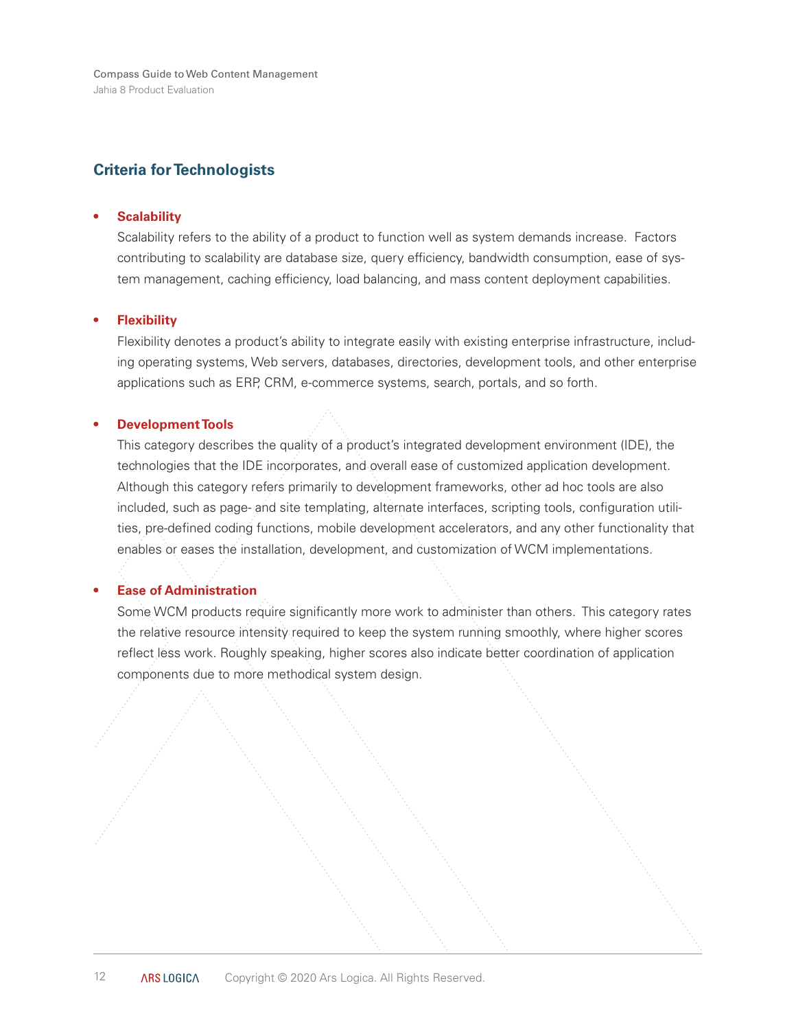## Criteria for Technologists

- **Scalability**

  Scalability refers to the ability of a product to function well as system demands increase. Factors contributing to scalability are database size, query efficiency, bandwidth consumption, ease of system management, caching efficiency, load balancing, and mass content deployment capabilities.

- **Flexibility**

  Flexibility denotes a product's ability to integrate easily with existing enterprise infrastructure, including operating systems, Web servers, databases, directories, development tools, and other enterprise applications such as ERP, CRM, e-commerce systems, search, portals, and so forth.

- **Development Tools**

  This category describes the quality of a product's integrated development environment (IDE), the technologies that the IDE incorporates, and overall ease of customized application development. Although this category refers primarily to development frameworks, other ad hoc tools are also included, such as page- and site templating, alternate interfaces, scripting tools, configuration utilities, pre-defined coding functions, mobile development accelerators, and any other functionality that enables or eases the installation, development, and customization of WCM implementations.

- **Ease of Administration**

  Some WCM products require significantly more work to administer than others. This category rates the relative resource intensity required to keep the system running smoothly, where higher scores reflect less work. Roughly speaking, higher scores also indicate better coordination of application components due to more methodical system design.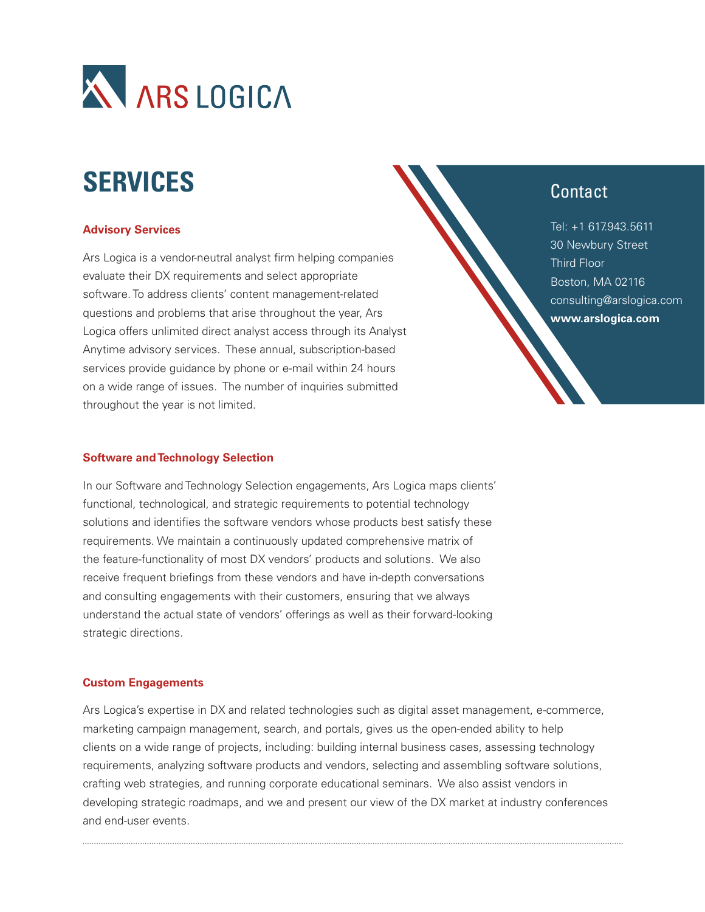ARS LOGICA

# SERVICES

### Advisory Services

Ars Logica is a vendor-neutral analyst firm helping companies evaluate their DX requirements and select appropriate software. To address clients' content management-related questions and problems that arise throughout the year, Ars Logica offers unlimited direct analyst access through its Analyst Anytime advisory services. These annual, subscription-based services provide guidance by phone or e-mail within 24 hours on a wide range of issues. The number of inquiries submitted throughout the year is not limited.

## Contact

Tel: +1 617.943.5611
30 Newbury Street
Third Floor
Boston, MA 02116
consulting@arslogica.com
**www.arslogica.com**

### Software and Technology Selection

In our Software and Technology Selection engagements, Ars Logica maps clients' functional, technological, and strategic requirements to potential technology solutions and identifies the software vendors whose products best satisfy these requirements. We maintain a continuously updated comprehensive matrix of the feature-functionality of most DX vendors' products and solutions. We also receive frequent briefings from these vendors and have in-depth conversations and consulting engagements with their customers, ensuring that we always understand the actual state of vendors' offerings as well as their forward-looking strategic directions.

### Custom Engagements

Ars Logica's expertise in DX and related technologies such as digital asset management, e-commerce, marketing campaign management, search, and portals, gives us the open-ended ability to help clients on a wide range of projects, including: building internal business cases, assessing technology requirements, analyzing software products and vendors, selecting and assembling software solutions, crafting web strategies, and running corporate educational seminars. We also assist vendors in developing strategic roadmaps, and we and present our view of the DX market at industry conferences and end-user events.